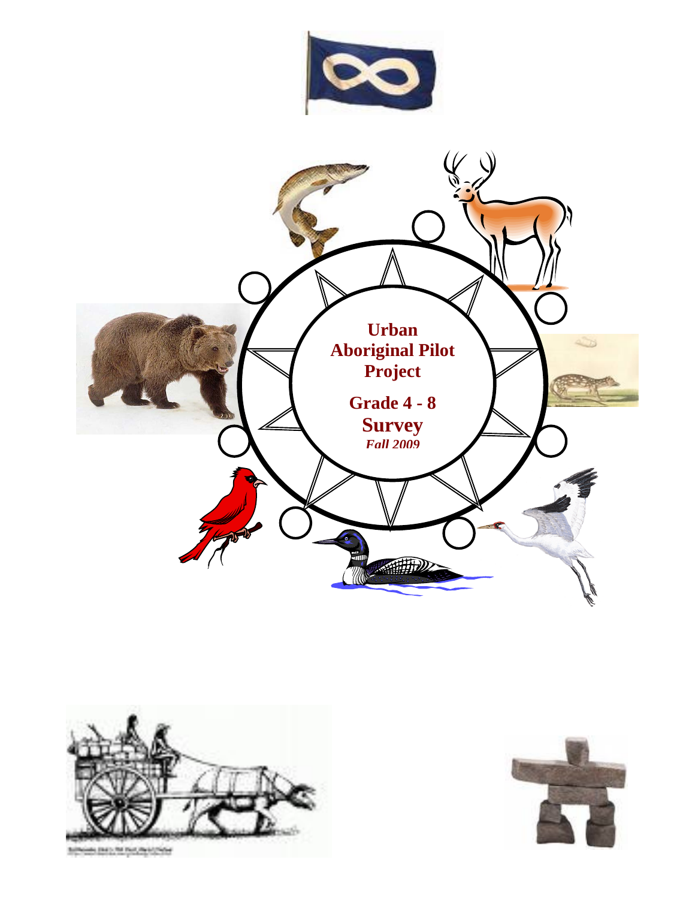# Urban Aboriginal Pilot Project

## Grade 4 - 8

## Survey

*Fall 2009*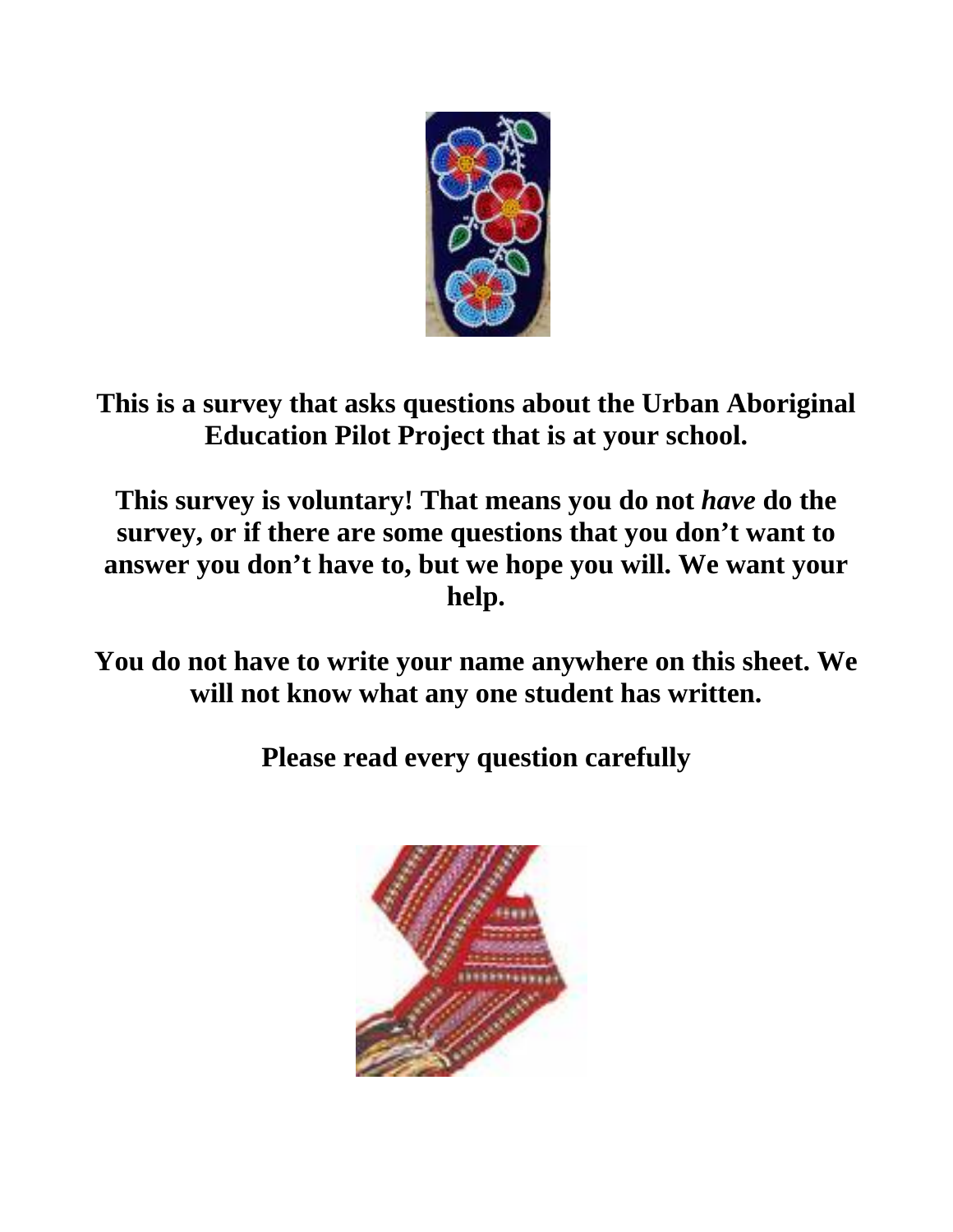**This is a survey that asks questions about the Urban Aboriginal Education Pilot Project that is at your school.**

**This survey is voluntary! That means you do not *have* do the survey, or if there are some questions that you don't want to answer you don't have to, but we hope you will. We want your help.**

**You do not have to write your name anywhere on this sheet. We will not know what any one student has written.**

**Please read every question carefully**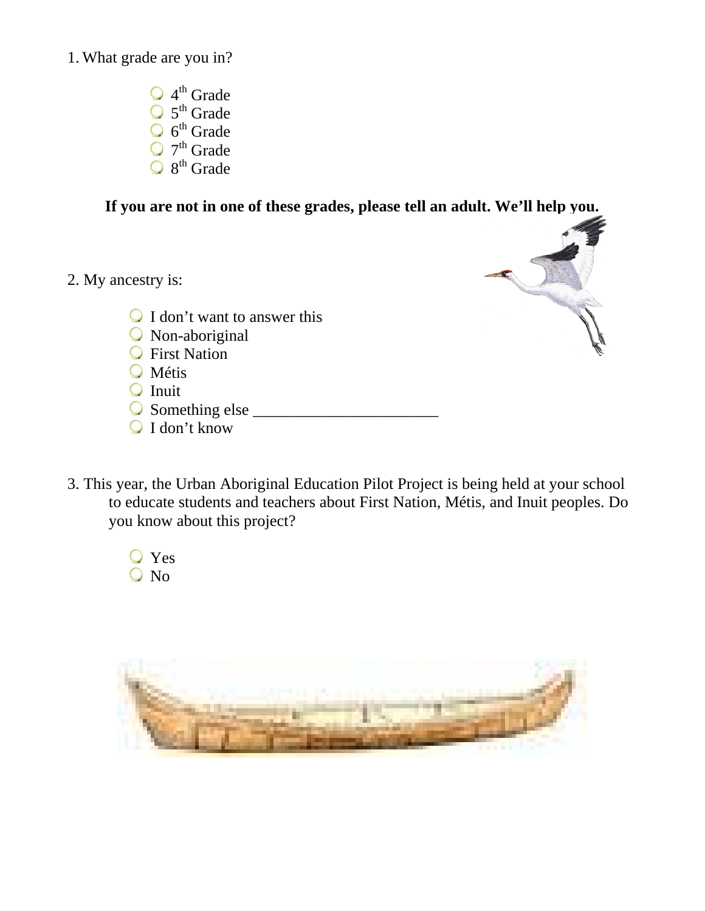1. What grade are you in?

- 4th Grade
- 5th Grade
- 6th Grade
- 7th Grade
- 8th Grade

**If you are not in one of these grades, please tell an adult. We'll help you.**

2. My ancestry is:

- I don't want to answer this
- Non-aboriginal
- First Nation
- Métis
- Inuit
- Something else ______________________
- I don't know

3. This year, the Urban Aboriginal Education Pilot Project is being held at your school to educate students and teachers about First Nation, Métis, and Inuit peoples. Do you know about this project?

- Yes
- No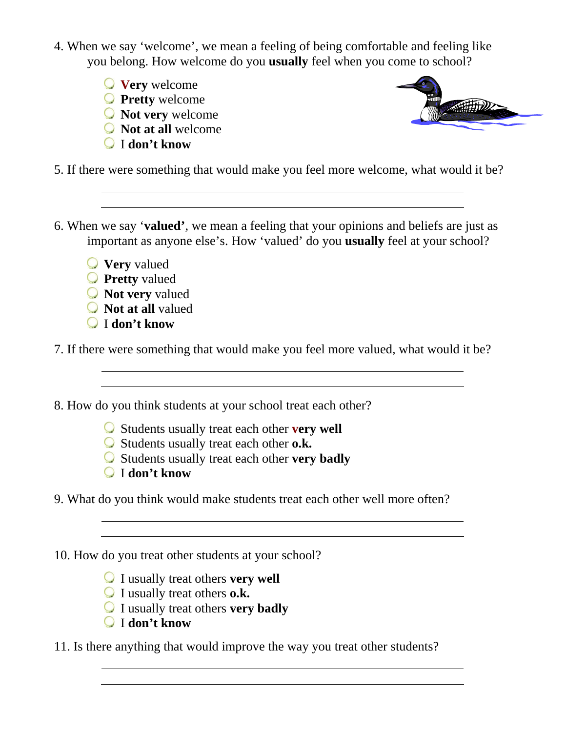4. When we say 'welcome', we mean a feeling of being comfortable and feeling like you belong. How welcome do you **usually** feel when you come to school?

- **Very** welcome
- **Pretty** welcome
- **Not very** welcome
- **Not at all** welcome
- I **don't know**

5. If there were something that would make you feel more welcome, what would it be?

\_\_\_\_\_\_\_\_\_\_\_\_\_\_\_\_\_\_\_\_\_\_\_\_\_\_\_\_\_\_\_\_\_\_\_\_\_\_\_\_\_\_\_\_\_\_\_\_\_\_\_\_\_\_\_\_

\_\_\_\_\_\_\_\_\_\_\_\_\_\_\_\_\_\_\_\_\_\_\_\_\_\_\_\_\_\_\_\_\_\_\_\_\_\_\_\_\_\_\_\_\_\_\_\_\_\_\_\_\_\_\_\_

6. When we say '**valued'**, we mean a feeling that your opinions and beliefs are just as important as anyone else's. How 'valued' do you **usually** feel at your school?

- **Very** valued
- **Pretty** valued
- **Not very** valued
- **Not at all** valued
- I **don't know**

7. If there were something that would make you feel more valued, what would it be?

\_\_\_\_\_\_\_\_\_\_\_\_\_\_\_\_\_\_\_\_\_\_\_\_\_\_\_\_\_\_\_\_\_\_\_\_\_\_\_\_\_\_\_\_\_\_\_\_\_\_\_\_\_\_\_\_

\_\_\_\_\_\_\_\_\_\_\_\_\_\_\_\_\_\_\_\_\_\_\_\_\_\_\_\_\_\_\_\_\_\_\_\_\_\_\_\_\_\_\_\_\_\_\_\_\_\_\_\_\_\_\_\_

8. How do you think students at your school treat each other?

- Students usually treat each other **very well**
- Students usually treat each other **o.k.**
- Students usually treat each other **very badly**
- I **don't know**

9. What do you think would make students treat each other well more often?

\_\_\_\_\_\_\_\_\_\_\_\_\_\_\_\_\_\_\_\_\_\_\_\_\_\_\_\_\_\_\_\_\_\_\_\_\_\_\_\_\_\_\_\_\_\_\_\_\_\_\_\_\_\_\_\_

\_\_\_\_\_\_\_\_\_\_\_\_\_\_\_\_\_\_\_\_\_\_\_\_\_\_\_\_\_\_\_\_\_\_\_\_\_\_\_\_\_\_\_\_\_\_\_\_\_\_\_\_\_\_\_\_

10. How do you treat other students at your school?

- I usually treat others **very well**
- I usually treat others **o.k.**
- I usually treat others **very badly**
- I **don't know**

11. Is there anything that would improve the way you treat other students?

\_\_\_\_\_\_\_\_\_\_\_\_\_\_\_\_\_\_\_\_\_\_\_\_\_\_\_\_\_\_\_\_\_\_\_\_\_\_\_\_\_\_\_\_\_\_\_\_\_\_\_\_\_\_\_\_

\_\_\_\_\_\_\_\_\_\_\_\_\_\_\_\_\_\_\_\_\_\_\_\_\_\_\_\_\_\_\_\_\_\_\_\_\_\_\_\_\_\_\_\_\_\_\_\_\_\_\_\_\_\_\_\_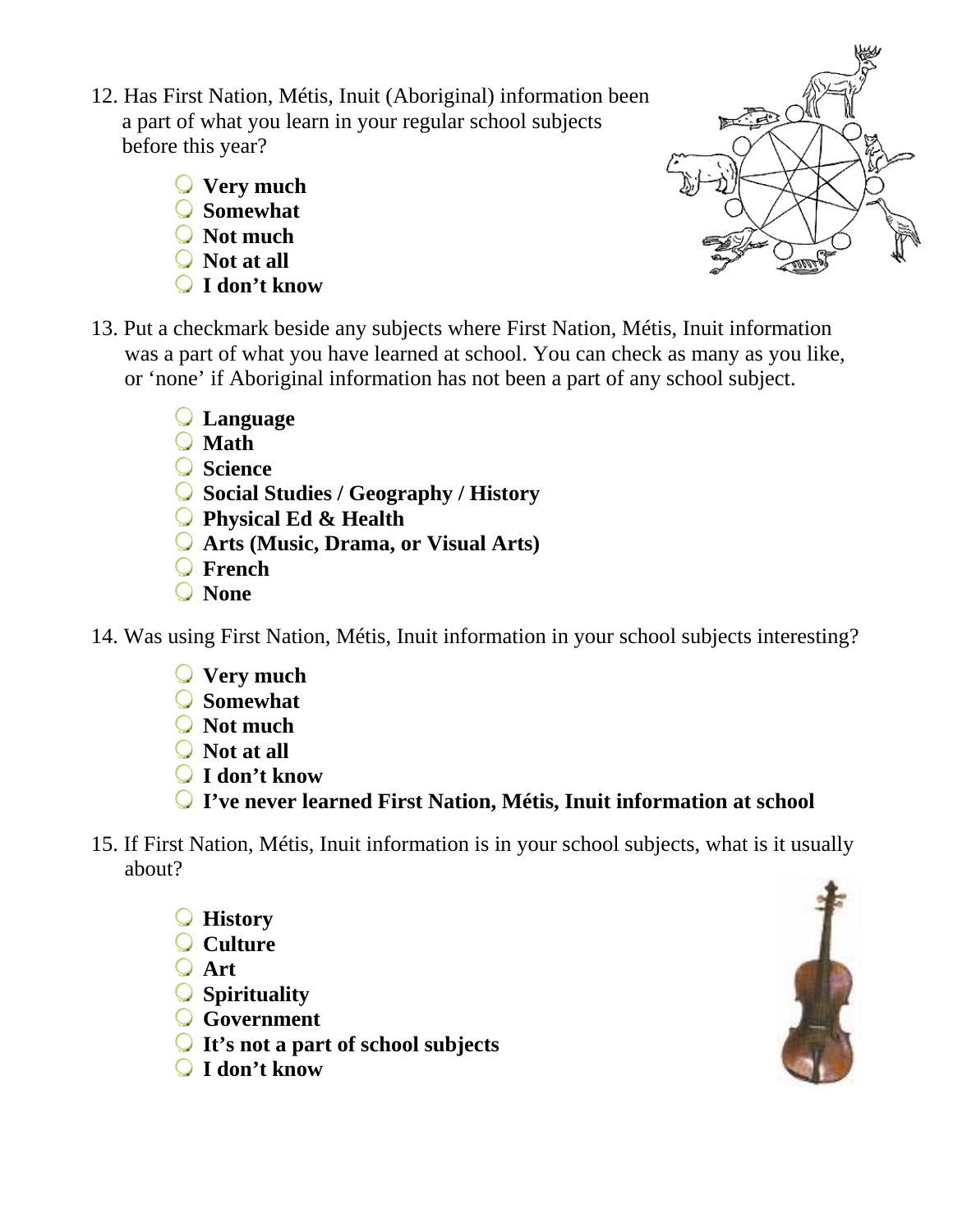12. Has First Nation, Métis, Inuit (Aboriginal) information been a part of what you learn in your regular school subjects before this year?

   - **Very much**
   - **Somewhat**
   - **Not much**
   - **Not at all**
   - **I don't know**

13. Put a checkmark beside any subjects where First Nation, Métis, Inuit information was a part of what you have learned at school. You can check as many as you like, or 'none' if Aboriginal information has not been a part of any school subject.

   - **Language**
   - **Math**
   - **Science**
   - **Social Studies / Geography / History**
   - **Physical Ed & Health**
   - **Arts (Music, Drama, or Visual Arts)**
   - **French**
   - **None**

14. Was using First Nation, Métis, Inuit information in your school subjects interesting?

   - **Very much**
   - **Somewhat**
   - **Not much**
   - **Not at all**
   - **I don't know**
   - **I've never learned First Nation, Métis, Inuit information at school**

15. If First Nation, Métis, Inuit information is in your school subjects, what is it usually about?

   - **History**
   - **Culture**
   - **Art**
   - **Spirituality**
   - **Government**
   - **It's not a part of school subjects**
   - **I don't know**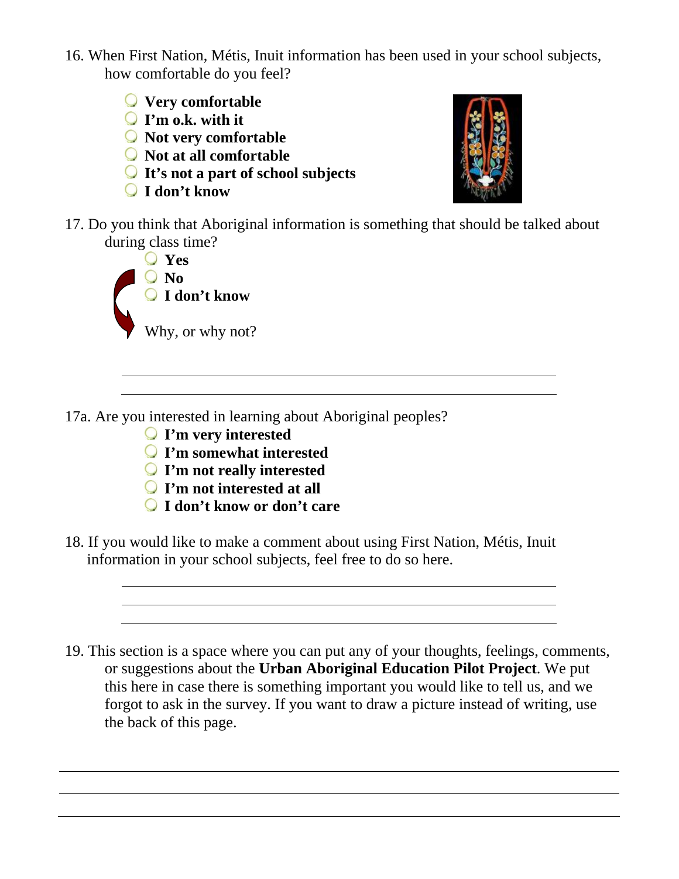16. When First Nation, Métis, Inuit information has been used in your school subjects, how comfortable do you feel?

- **Very comfortable**
- **I'm o.k. with it**
- **Not very comfortable**
- **Not at all comfortable**
- **It's not a part of school subjects**
- **I don't know**

17. Do you think that Aboriginal information is something that should be talked about during class time?

- **Yes**
- **No**
- **I don't know**

Why, or why not?

\_\_\_\_\_\_\_\_\_\_\_\_\_\_\_\_\_\_\_\_\_\_\_\_\_\_\_\_\_\_\_\_\_\_\_\_\_\_\_\_\_\_\_\_\_\_\_\_\_\_\_\_\_\_\_\_

\_\_\_\_\_\_\_\_\_\_\_\_\_\_\_\_\_\_\_\_\_\_\_\_\_\_\_\_\_\_\_\_\_\_\_\_\_\_\_\_\_\_\_\_\_\_\_\_\_\_\_\_\_\_\_\_

17a. Are you interested in learning about Aboriginal peoples?

- **I'm very interested**
- **I'm somewhat interested**
- **I'm not really interested**
- **I'm not interested at all**
- **I don't know or don't care**

18. If you would like to make a comment about using First Nation, Métis, Inuit information in your school subjects, feel free to do so here.

\_\_\_\_\_\_\_\_\_\_\_\_\_\_\_\_\_\_\_\_\_\_\_\_\_\_\_\_\_\_\_\_\_\_\_\_\_\_\_\_\_\_\_\_\_\_\_\_\_\_\_\_\_\_\_\_

\_\_\_\_\_\_\_\_\_\_\_\_\_\_\_\_\_\_\_\_\_\_\_\_\_\_\_\_\_\_\_\_\_\_\_\_\_\_\_\_\_\_\_\_\_\_\_\_\_\_\_\_\_\_\_\_

\_\_\_\_\_\_\_\_\_\_\_\_\_\_\_\_\_\_\_\_\_\_\_\_\_\_\_\_\_\_\_\_\_\_\_\_\_\_\_\_\_\_\_\_\_\_\_\_\_\_\_\_\_\_\_\_

19. This section is a space where you can put any of your thoughts, feelings, comments, or suggestions about the **Urban Aboriginal Education Pilot Project**. We put this here in case there is something important you would like to tell us, and we forgot to ask in the survey. If you want to draw a picture instead of writing, use the back of this page.

\_\_\_\_\_\_\_\_\_\_\_\_\_\_\_\_\_\_\_\_\_\_\_\_\_\_\_\_\_\_\_\_\_\_\_\_\_\_\_\_\_\_\_\_\_\_\_\_\_\_\_\_\_\_\_\_\_\_\_\_\_\_\_\_\_\_\_\_\_\_

\_\_\_\_\_\_\_\_\_\_\_\_\_\_\_\_\_\_\_\_\_\_\_\_\_\_\_\_\_\_\_\_\_\_\_\_\_\_\_\_\_\_\_\_\_\_\_\_\_\_\_\_\_\_\_\_\_\_\_\_\_\_\_\_\_\_\_\_\_\_

\_\_\_\_\_\_\_\_\_\_\_\_\_\_\_\_\_\_\_\_\_\_\_\_\_\_\_\_\_\_\_\_\_\_\_\_\_\_\_\_\_\_\_\_\_\_\_\_\_\_\_\_\_\_\_\_\_\_\_\_\_\_\_\_\_\_\_\_\_\_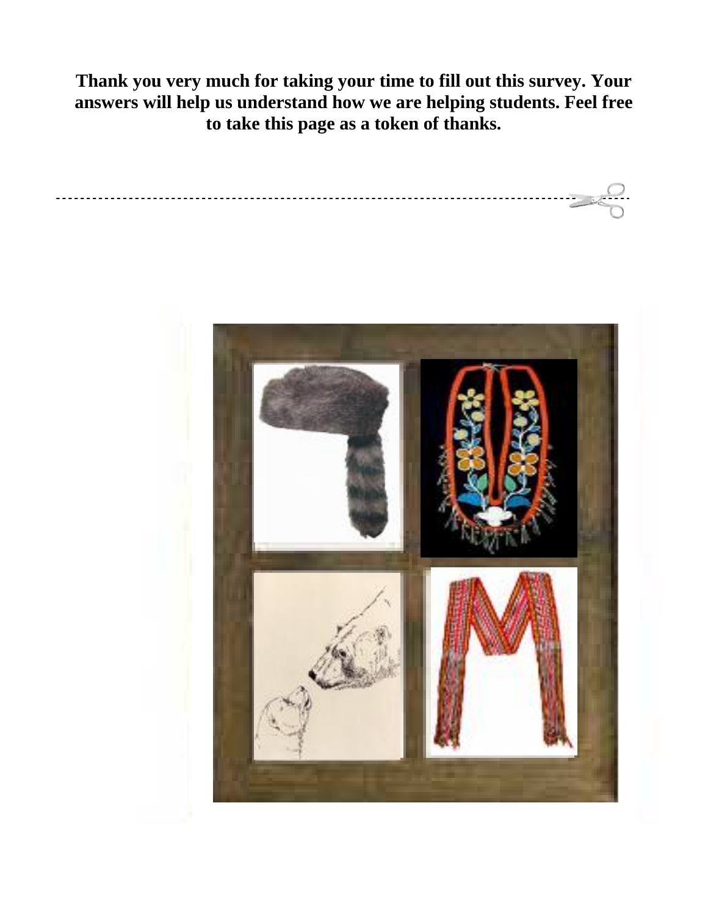**Thank you very much for taking your time to fill out this survey. Your answers will help us understand how we are helping students. Feel free to take this page as a token of thanks.**